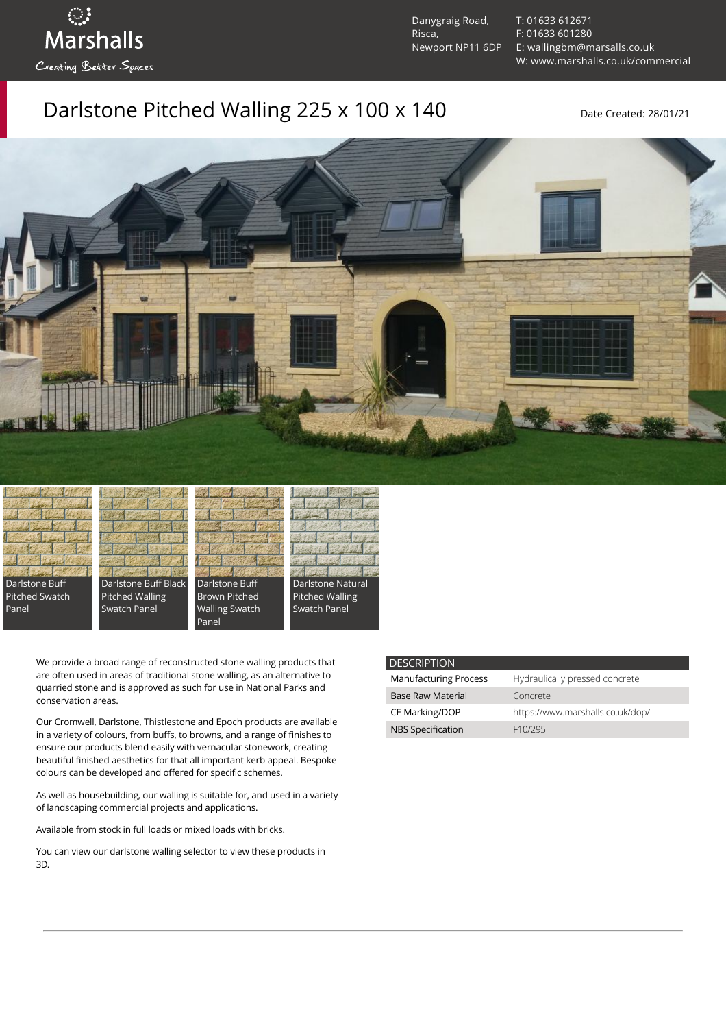Marshalls

Creating Better Spaces

Danygraig Road,
Risca,
Newport NP11 6DP

T: 01633 612671
F: 01633 601280
E: wallingbm@marsalls.co.uk
W: www.marshalls.co.uk/commercial

# Darlstone Pitched Walling 225 x 100 x 140

Date Created: 28/01/21

Darlstone Buff Pitched Swatch Panel

Darlstone Buff Black Pitched Walling Swatch Panel

Darlstone Buff Brown Pitched Walling Swatch Panel

Darlstone Natural Pitched Walling Swatch Panel

We provide a broad range of reconstructed stone walling products that are often used in areas of traditional stone walling, as an alternative to quarried stone and is approved as such for use in National Parks and conservation areas.

Our Cromwell, Darlstone, Thistlestone and Epoch products are available in a variety of colours, from buffs, to browns, and a range of finishes to ensure our products blend easily with vernacular stonework, creating beautiful finished aesthetics for that all important kerb appeal. Bespoke colours can be developed and offered for specific schemes.

As well as housebuilding, our walling is suitable for, and used in a variety of landscaping commercial projects and applications.

Available from stock in full loads or mixed loads with bricks.

You can view our darlstone walling selector to view these products in 3D.

| DESCRIPTION | |
|---|---|
| Manufacturing Process | Hydraulically pressed concrete |
| Base Raw Material | Concrete |
| CE Marking/DOP | https://www.marshalls.co.uk/dop/ |
| NBS Specification | F10/295 |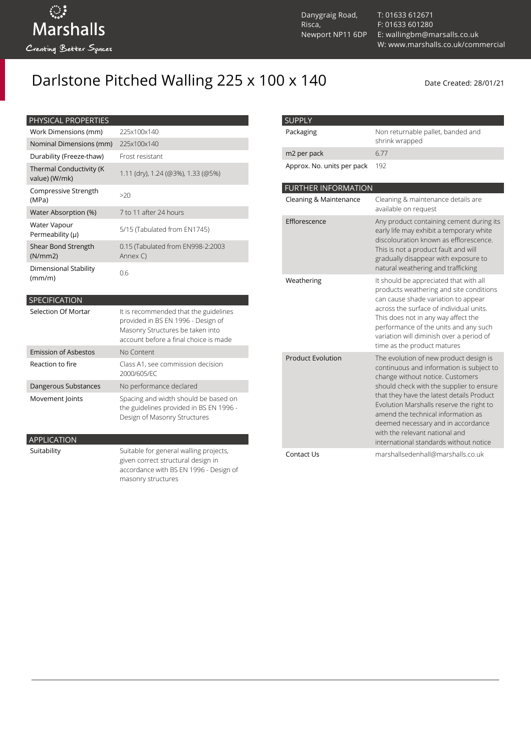Marshalls

Creating Better Spaces

Danygraig Road,
Risca,
Newport NP11 6DP

T: 01633 612671
F: 01633 601280
E: wallingbm@marsalls.co.uk
W: www.marshalls.co.uk/commercial

# Darlstone Pitched Walling 225 x 100 x 140

Date Created: 28/01/21

| PHYSICAL PROPERTIES | |
|---|---|
| Work Dimensions (mm) | 225x100x140 |
| Nominal Dimensions (mm) | 225x100x140 |
| Durability (Freeze-thaw) | Frost resistant |
| Thermal Conductivity (K value) (W/mk) | 1.11 (dry), 1.24 (@3%), 1.33 (@5%) |
| Compressive Strength (MPa) | >20 |
| Water Absorption (%) | 7 to 11 after 24 hours |
| Water Vapour Permeability (μ) | 5/15 (Tabulated from EN1745) |
| Shear Bond Strength (N/mm2) | 0.15 (Tabulated from EN998-2:2003 Annex C) |
| Dimensional Stability (mm/m) | 0.6 |

| SPECIFICATION | |
|---|---|
| Selection Of Mortar | It is recommended that the guidelines provided in BS EN 1996 - Design of Masonry Structures be taken into account before a final choice is made |
| Emission of Asbestos | No Content |
| Reaction to fire | Class A1, see commission decision 2000/605/EC |
| Dangerous Substances | No performance declared |
| Movement Joints | Spacing and width should be based on the guidelines provided in BS EN 1996 - Design of Masonry Structures |

| APPLICATION | |
|---|---|
| Suitability | Suitable for general walling projects, given correct structural design in accordance with BS EN 1996 - Design of masonry structures |

| SUPPLY | |
|---|---|
| Packaging | Non returnable pallet, banded and shrink wrapped |
| m2 per pack | 6.77 |
| Approx. No. units per pack | 192 |

| FURTHER INFORMATION | |
|---|---|
| Cleaning & Maintenance | Cleaning & maintenance details are available on request |
| Efflorescence | Any product containing cement during its early life may exhibit a temporary white discolouration known as efflorescence. This is not a product fault and will gradually disappear with exposure to natural weathering and trafficking |
| Weathering | It should be appreciated that with all products weathering and site conditions can cause shade variation to appear across the surface of individual units. This does not in any way affect the performance of the units and any such variation will diminish over a period of time as the product matures |
| Product Evolution | The evolution of new product design is continuous and information is subject to change without notice. Customers should check with the supplier to ensure that they have the latest details Product Evolution Marshalls reserve the right to amend the technical information as deemed necessary and in accordance with the relevant national and international standards without notice |
| Contact Us | marshallsedenhall@marshalls.co.uk |